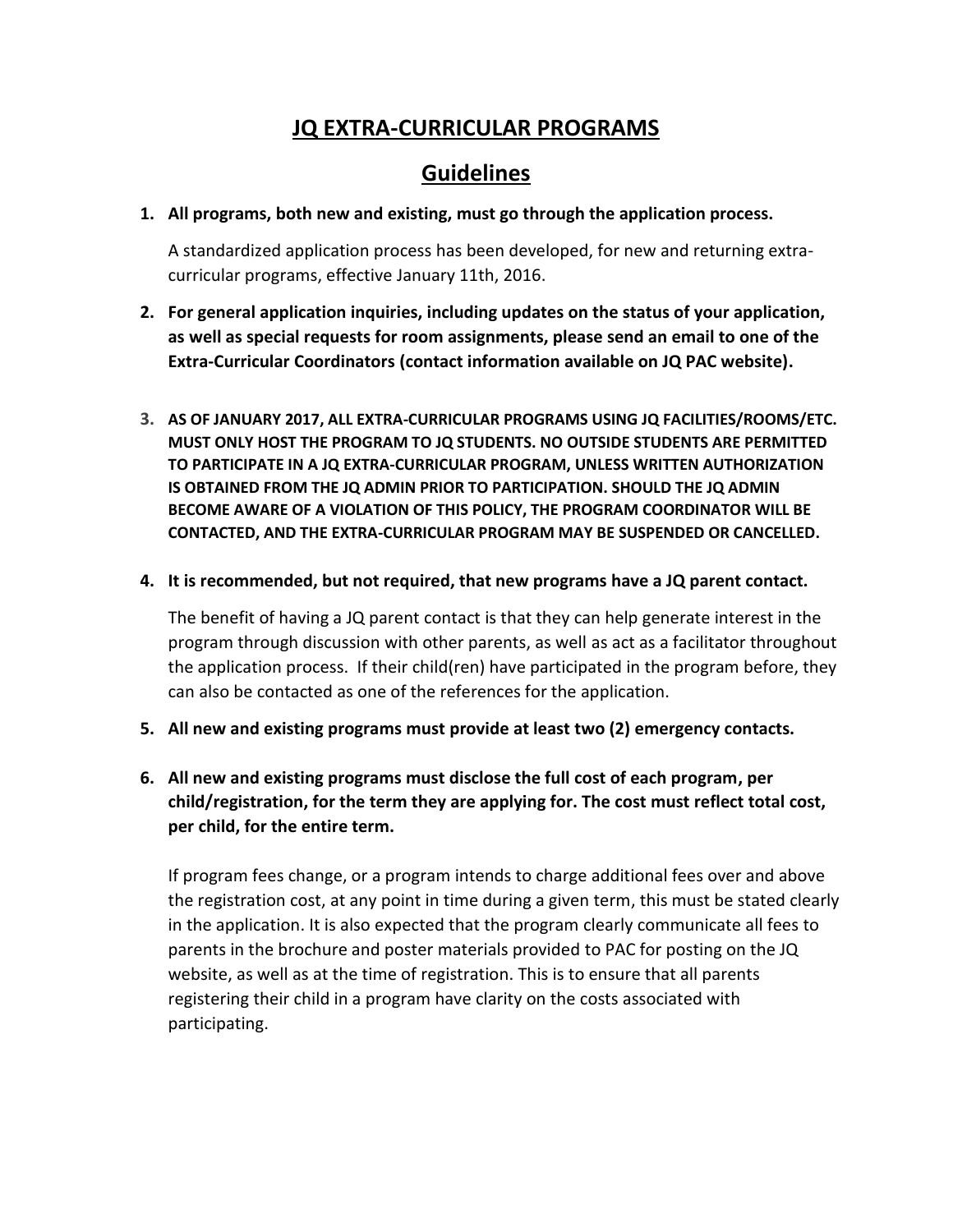# **<u>JQ EXTRA-CURRICULAR PROGRAMS</u>**

## **<u>Guidelines</u>**

1. **All programs, both new and existing, must go through the application process.**

   A standardized application process has been developed, for new and returning extra-curricular programs, effective January 11th, 2016.

2. **For general application inquiries, including updates on the status of your application, as well as special requests for room assignments, please send an email to one of the Extra-Curricular Coordinators (contact information available on JQ PAC website).**

3. **AS OF JANUARY 2017, ALL EXTRA-CURRICULAR PROGRAMS USING JQ FACILITIES/ROOMS/ETC. MUST ONLY HOST THE PROGRAM TO JQ STUDENTS. NO OUTSIDE STUDENTS ARE PERMITTED TO PARTICIPATE IN A JQ EXTRA-CURRICULAR PROGRAM, UNLESS WRITTEN AUTHORIZATION IS OBTAINED FROM THE JQ ADMIN PRIOR TO PARTICIPATION. SHOULD THE JQ ADMIN BECOME AWARE OF A VIOLATION OF THIS POLICY, THE PROGRAM COORDINATOR WILL BE CONTACTED, AND THE EXTRA-CURRICULAR PROGRAM MAY BE SUSPENDED OR CANCELLED.**

4. **It is recommended, but not required, that new programs have a JQ parent contact.**

   The benefit of having a JQ parent contact is that they can help generate interest in the program through discussion with other parents, as well as act as a facilitator throughout the application process. If their child(ren) have participated in the program before, they can also be contacted as one of the references for the application.

5. **All new and existing programs must provide at least two (2) emergency contacts.**

6. **All new and existing programs must disclose the full cost of each program, per child/registration, for the term they are applying for. The cost must reflect total cost, per child, for the entire term.**

   If program fees change, or a program intends to charge additional fees over and above the registration cost, at any point in time during a given term, this must be stated clearly in the application. It is also expected that the program clearly communicate all fees to parents in the brochure and poster materials provided to PAC for posting on the JQ website, as well as at the time of registration. This is to ensure that all parents registering their child in a program have clarity on the costs associated with participating.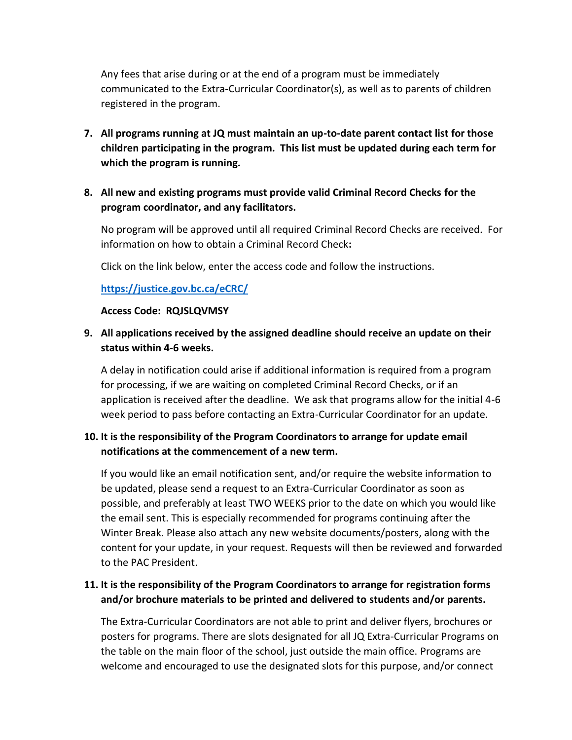Any fees that arise during or at the end of a program must be immediately communicated to the Extra-Curricular Coordinator(s), as well as to parents of children registered in the program.

7. **All programs running at JQ must maintain an up-to-date parent contact list for those children participating in the program. This list must be updated during each term for which the program is running.**

8. **All new and existing programs must provide valid Criminal Record Checks for the program coordinator, and any facilitators.**

   No program will be approved until all required Criminal Record Checks are received. For information on how to obtain a Criminal Record Check**:**

   Click on the link below, enter the access code and follow the instructions.

   **https://justice.gov.bc.ca/eCRC/**

   **Access Code: RQJSLQVMSY**

9. **All applications received by the assigned deadline should receive an update on their status within 4-6 weeks.**

   A delay in notification could arise if additional information is required from a program for processing, if we are waiting on completed Criminal Record Checks, or if an application is received after the deadline. We ask that programs allow for the initial 4-6 week period to pass before contacting an Extra-Curricular Coordinator for an update.

10. **It is the responsibility of the Program Coordinators to arrange for update email notifications at the commencement of a new term.**

    If you would like an email notification sent, and/or require the website information to be updated, please send a request to an Extra-Curricular Coordinator as soon as possible, and preferably at least TWO WEEKS prior to the date on which you would like the email sent. This is especially recommended for programs continuing after the Winter Break. Please also attach any new website documents/posters, along with the content for your update, in your request. Requests will then be reviewed and forwarded to the PAC President.

11. **It is the responsibility of the Program Coordinators to arrange for registration forms and/or brochure materials to be printed and delivered to students and/or parents.**

    The Extra-Curricular Coordinators are not able to print and deliver flyers, brochures or posters for programs. There are slots designated for all JQ Extra-Curricular Programs on the table on the main floor of the school, just outside the main office. Programs are welcome and encouraged to use the designated slots for this purpose, and/or connect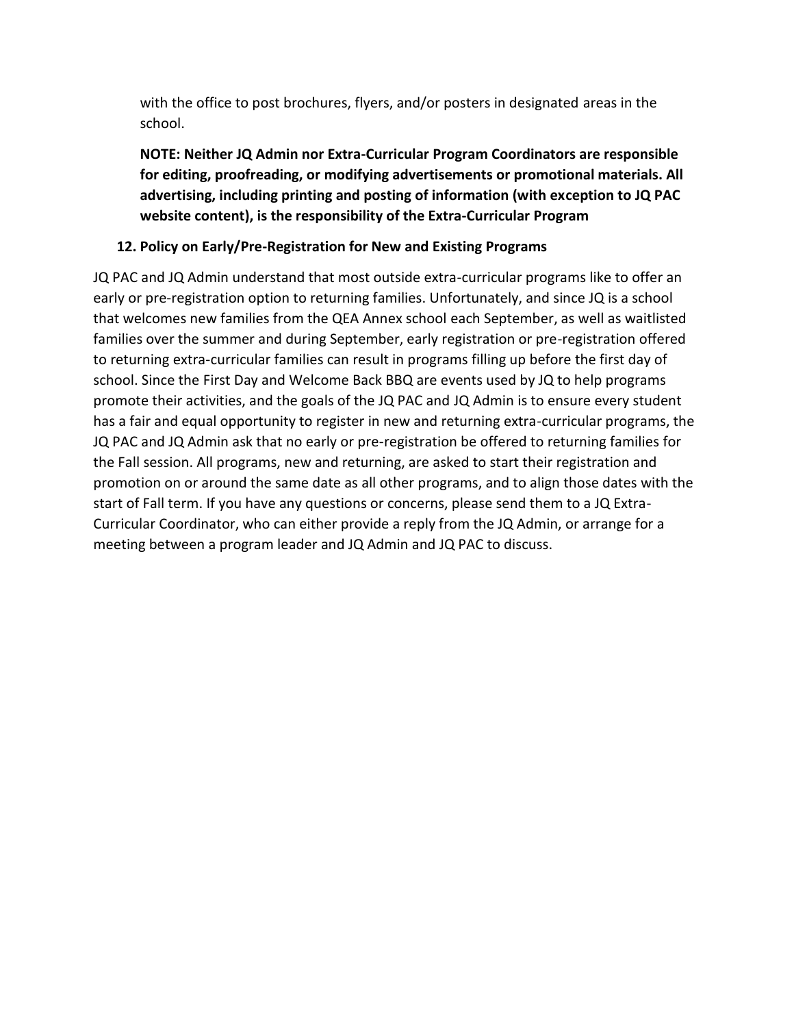with the office to post brochures, flyers, and/or posters in designated areas in the school.

**NOTE: Neither JQ Admin nor Extra-Curricular Program Coordinators are responsible for editing, proofreading, or modifying advertisements or promotional materials. All advertising, including printing and posting of information (with exception to JQ PAC website content), is the responsibility of the Extra-Curricular Program**

### 12. Policy on Early/Pre-Registration for New and Existing Programs

JQ PAC and JQ Admin understand that most outside extra-curricular programs like to offer an early or pre-registration option to returning families. Unfortunately, and since JQ is a school that welcomes new families from the QEA Annex school each September, as well as waitlisted families over the summer and during September, early registration or pre-registration offered to returning extra-curricular families can result in programs filling up before the first day of school. Since the First Day and Welcome Back BBQ are events used by JQ to help programs promote their activities, and the goals of the JQ PAC and JQ Admin is to ensure every student has a fair and equal opportunity to register in new and returning extra-curricular programs, the JQ PAC and JQ Admin ask that no early or pre-registration be offered to returning families for the Fall session. All programs, new and returning, are asked to start their registration and promotion on or around the same date as all other programs, and to align those dates with the start of Fall term. If you have any questions or concerns, please send them to a JQ Extra-Curricular Coordinator, who can either provide a reply from the JQ Admin, or arrange for a meeting between a program leader and JQ Admin and JQ PAC to discuss.